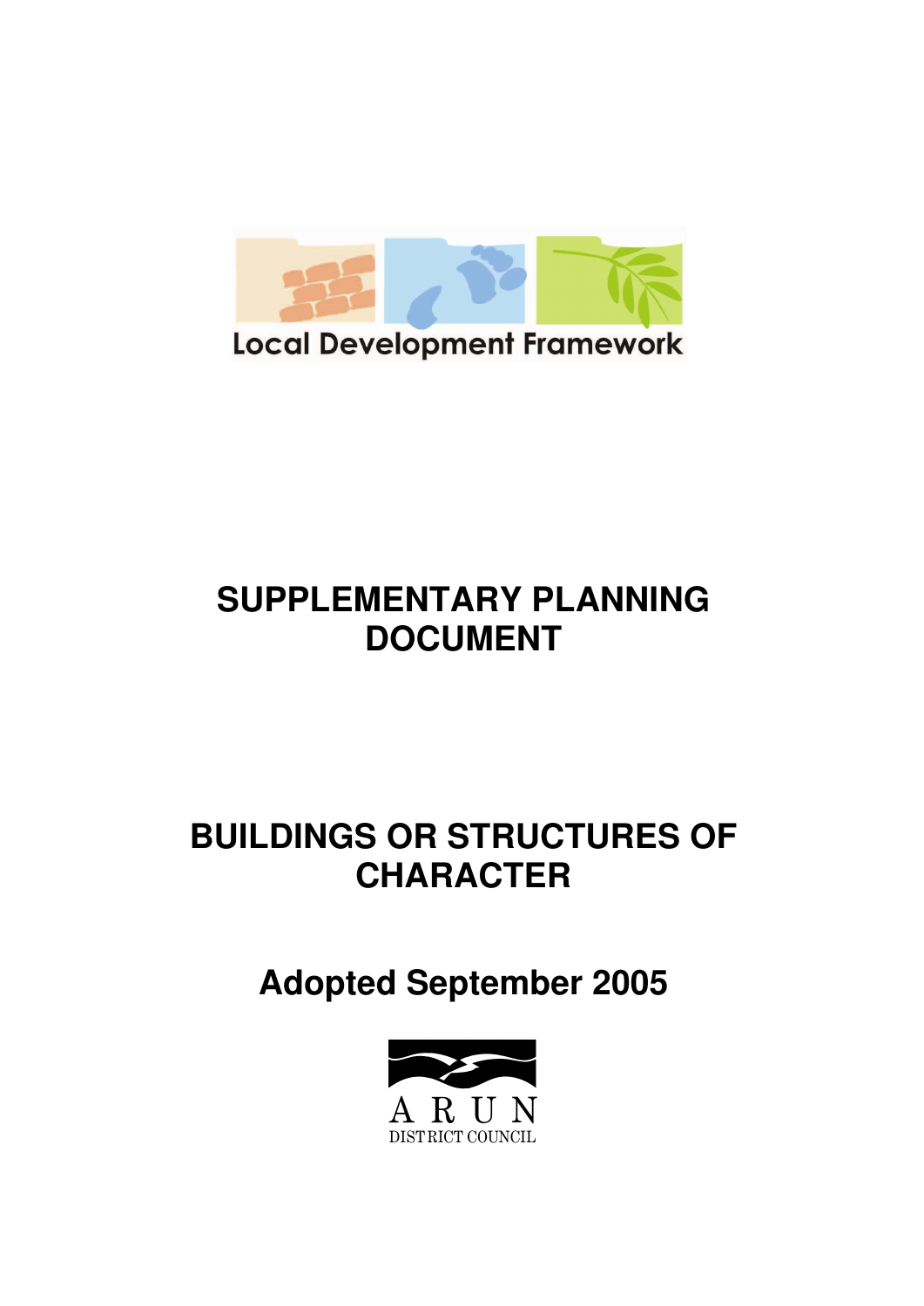Local Development Framework

# SUPPLEMENTARY PLANNING DOCUMENT

# BUILDINGS OR STRUCTURES OF CHARACTER

## Adopted September 2005

ARUN
DISTRICT COUNCIL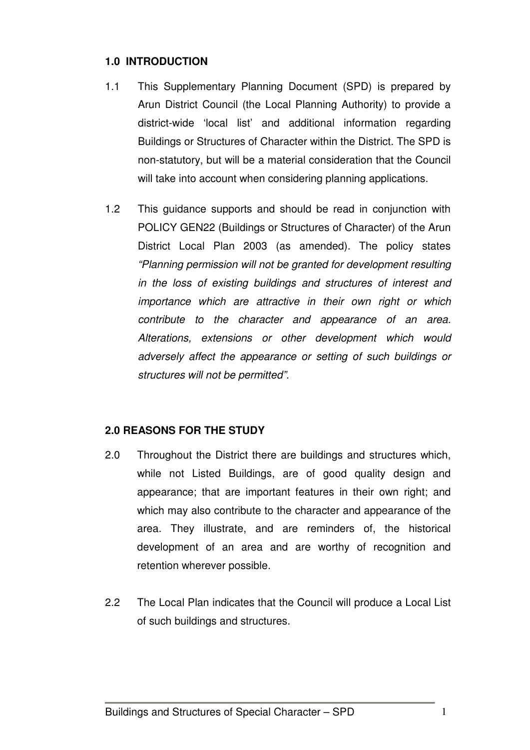## 1.0 INTRODUCTION

1.1 This Supplementary Planning Document (SPD) is prepared by Arun District Council (the Local Planning Authority) to provide a district-wide 'local list' and additional information regarding Buildings or Structures of Character within the District. The SPD is non-statutory, but will be a material consideration that the Council will take into account when considering planning applications.

1.2 This guidance supports and should be read in conjunction with POLICY GEN22 (Buildings or Structures of Character) of the Arun District Local Plan 2003 (as amended). The policy states *"Planning permission will not be granted for development resulting in the loss of existing buildings and structures of interest and importance which are attractive in their own right or which contribute to the character and appearance of an area. Alterations, extensions or other development which would adversely affect the appearance or setting of such buildings or structures will not be permitted".*

## 2.0 REASONS FOR THE STUDY

2.0 Throughout the District there are buildings and structures which, while not Listed Buildings, are of good quality design and appearance; that are important features in their own right; and which may also contribute to the character and appearance of the area. They illustrate, and are reminders of, the historical development of an area and are worthy of recognition and retention wherever possible.

2.2 The Local Plan indicates that the Council will produce a Local List of such buildings and structures.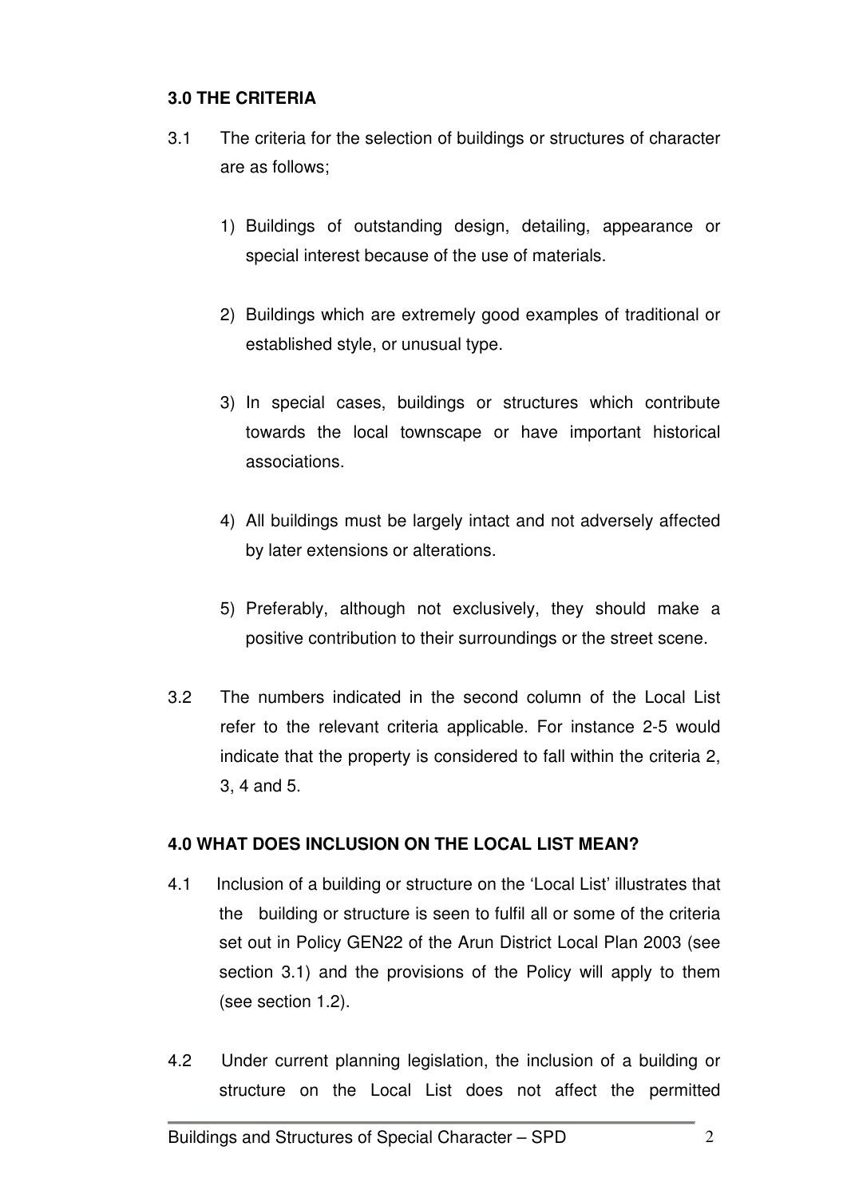## 3.0 THE CRITERIA

3.1 The criteria for the selection of buildings or structures of character are as follows;

1) Buildings of outstanding design, detailing, appearance or special interest because of the use of materials.

2) Buildings which are extremely good examples of traditional or established style, or unusual type.

3) In special cases, buildings or structures which contribute towards the local townscape or have important historical associations.

4) All buildings must be largely intact and not adversely affected by later extensions or alterations.

5) Preferably, although not exclusively, they should make a positive contribution to their surroundings or the street scene.

3.2 The numbers indicated in the second column of the Local List refer to the relevant criteria applicable. For instance 2-5 would indicate that the property is considered to fall within the criteria 2, 3, 4 and 5.

## 4.0 WHAT DOES INCLUSION ON THE LOCAL LIST MEAN?

4.1 Inclusion of a building or structure on the 'Local List' illustrates that the building or structure is seen to fulfil all or some of the criteria set out in Policy GEN22 of the Arun District Local Plan 2003 (see section 3.1) and the provisions of the Policy will apply to them (see section 1.2).

4.2 Under current planning legislation, the inclusion of a building or structure on the Local List does not affect the permitted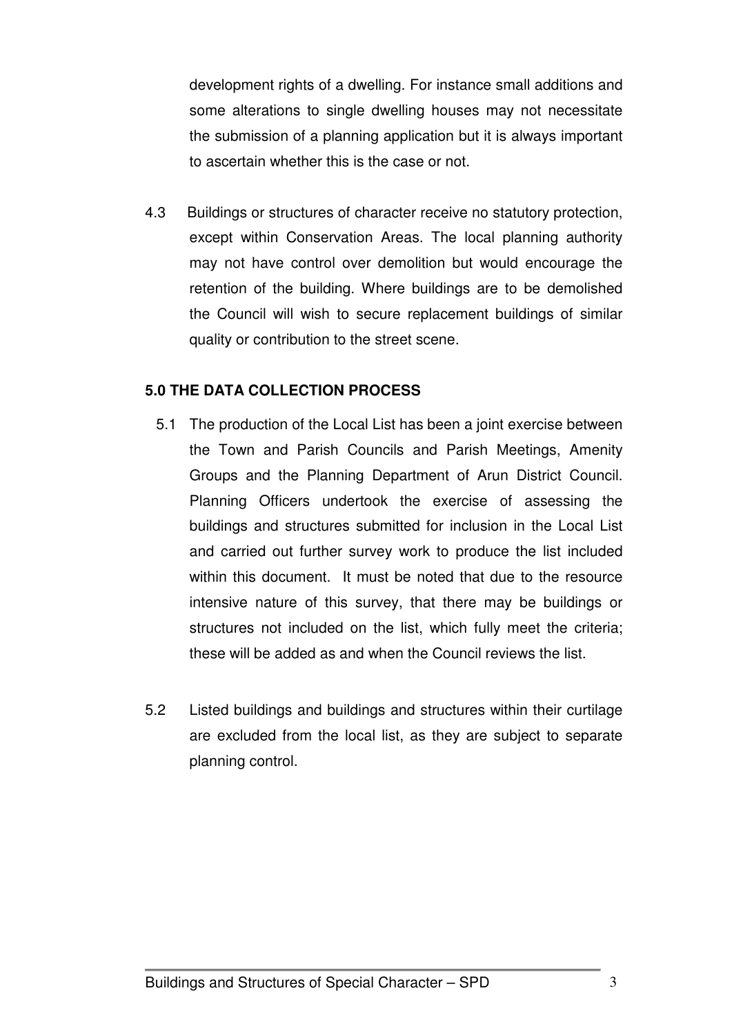development rights of a dwelling. For instance small additions and some alterations to single dwelling houses may not necessitate the submission of a planning application but it is always important to ascertain whether this is the case or not.

4.3 Buildings or structures of character receive no statutory protection, except within Conservation Areas. The local planning authority may not have control over demolition but would encourage the retention of the building. Where buildings are to be demolished the Council will wish to secure replacement buildings of similar quality or contribution to the street scene.

## 5.0 THE DATA COLLECTION PROCESS

5.1 The production of the Local List has been a joint exercise between the Town and Parish Councils and Parish Meetings, Amenity Groups and the Planning Department of Arun District Council. Planning Officers undertook the exercise of assessing the buildings and structures submitted for inclusion in the Local List and carried out further survey work to produce the list included within this document. It must be noted that due to the resource intensive nature of this survey, that there may be buildings or structures not included on the list, which fully meet the criteria; these will be added as and when the Council reviews the list.

5.2 Listed buildings and buildings and structures within their curtilage are excluded from the local list, as they are subject to separate planning control.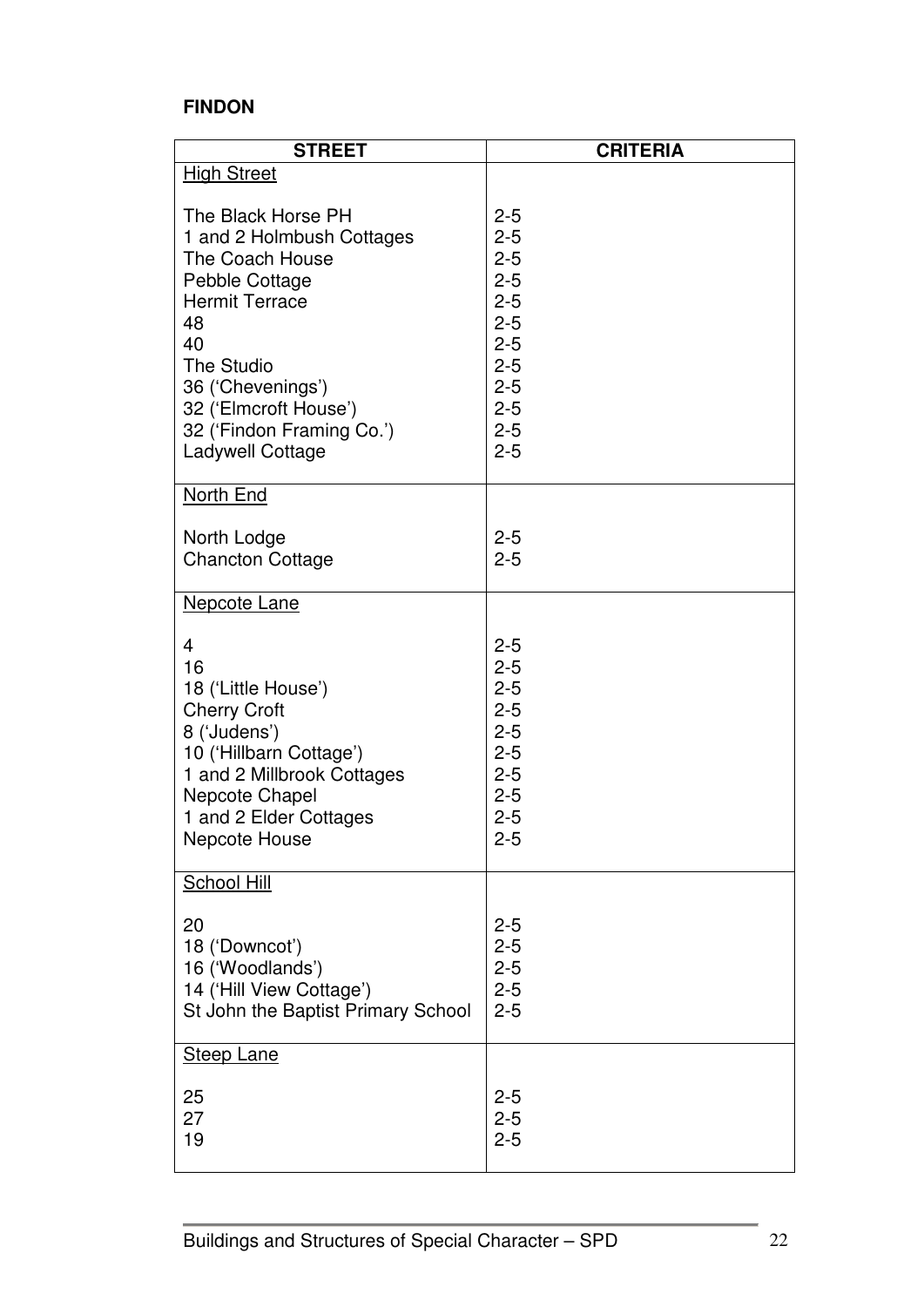**FINDON**

| STREET | CRITERIA |
|---|---|
| High Street | |
| The Black Horse PH | 2-5 |
| 1 and 2 Holmbush Cottages | 2-5 |
| The Coach House | 2-5 |
| Pebble Cottage | 2-5 |
| Hermit Terrace | 2-5 |
| 48 | 2-5 |
| 40 | 2-5 |
| The Studio | 2-5 |
| 36 ('Chevenings') | 2-5 |
| 32 ('Elmcroft House') | 2-5 |
| 32 ('Findon Framing Co.') | 2-5 |
| Ladywell Cottage | 2-5 |
| North End | |
| North Lodge | 2-5 |
| Chancton Cottage | 2-5 |
| Nepcote Lane | |
| 4 | 2-5 |
| 16 | 2-5 |
| 18 ('Little House') | 2-5 |
| Cherry Croft | 2-5 |
| 8 ('Judens') | 2-5 |
| 10 ('Hillbarn Cottage') | 2-5 |
| 1 and 2 Millbrook Cottages | 2-5 |
| Nepcote Chapel | 2-5 |
| 1 and 2 Elder Cottages | 2-5 |
| Nepcote House | 2-5 |
| School Hill | |
| 20 | 2-5 |
| 18 ('Downcot') | 2-5 |
| 16 ('Woodlands') | 2-5 |
| 14 ('Hill View Cottage') | 2-5 |
| St John the Baptist Primary School | 2-5 |
| Steep Lane | |
| 25 | 2-5 |
| 27 | 2-5 |
| 19 | 2-5 |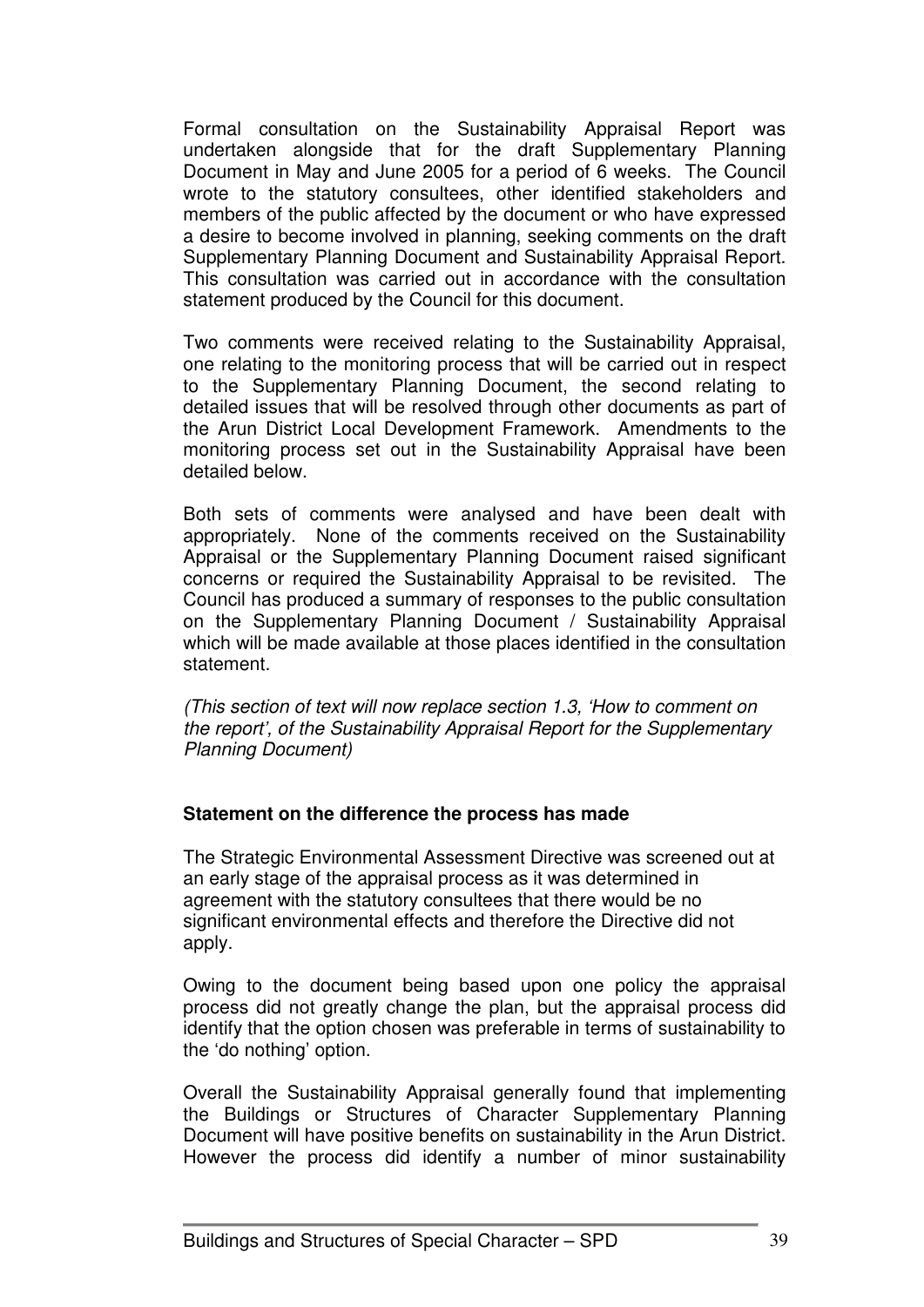Formal consultation on the Sustainability Appraisal Report was undertaken alongside that for the draft Supplementary Planning Document in May and June 2005 for a period of 6 weeks. The Council wrote to the statutory consultees, other identified stakeholders and members of the public affected by the document or who have expressed a desire to become involved in planning, seeking comments on the draft Supplementary Planning Document and Sustainability Appraisal Report. This consultation was carried out in accordance with the consultation statement produced by the Council for this document.

Two comments were received relating to the Sustainability Appraisal, one relating to the monitoring process that will be carried out in respect to the Supplementary Planning Document, the second relating to detailed issues that will be resolved through other documents as part of the Arun District Local Development Framework. Amendments to the monitoring process set out in the Sustainability Appraisal have been detailed below.

Both sets of comments were analysed and have been dealt with appropriately. None of the comments received on the Sustainability Appraisal or the Supplementary Planning Document raised significant concerns or required the Sustainability Appraisal to be revisited. The Council has produced a summary of responses to the public consultation on the Supplementary Planning Document / Sustainability Appraisal which will be made available at those places identified in the consultation statement.

*(This section of text will now replace section 1.3, 'How to comment on the report', of the Sustainability Appraisal Report for the Supplementary Planning Document)*

**Statement on the difference the process has made**

The Strategic Environmental Assessment Directive was screened out at an early stage of the appraisal process as it was determined in agreement with the statutory consultees that there would be no significant environmental effects and therefore the Directive did not apply.

Owing to the document being based upon one policy the appraisal process did not greatly change the plan, but the appraisal process did identify that the option chosen was preferable in terms of sustainability to the 'do nothing' option.

Overall the Sustainability Appraisal generally found that implementing the Buildings or Structures of Character Supplementary Planning Document will have positive benefits on sustainability in the Arun District. However the process did identify a number of minor sustainability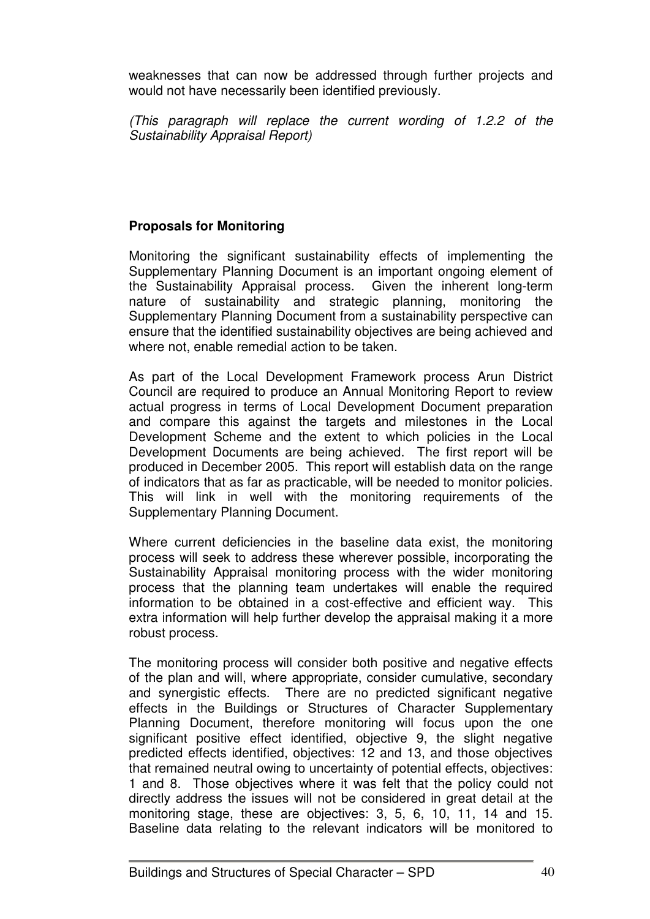weaknesses that can now be addressed through further projects and would not have necessarily been identified previously.

*(This paragraph will replace the current wording of 1.2.2 of the Sustainability Appraisal Report)*

**Proposals for Monitoring**

Monitoring the significant sustainability effects of implementing the Supplementary Planning Document is an important ongoing element of the Sustainability Appraisal process. Given the inherent long-term nature of sustainability and strategic planning, monitoring the Supplementary Planning Document from a sustainability perspective can ensure that the identified sustainability objectives are being achieved and where not, enable remedial action to be taken.

As part of the Local Development Framework process Arun District Council are required to produce an Annual Monitoring Report to review actual progress in terms of Local Development Document preparation and compare this against the targets and milestones in the Local Development Scheme and the extent to which policies in the Local Development Documents are being achieved. The first report will be produced in December 2005. This report will establish data on the range of indicators that as far as practicable, will be needed to monitor policies. This will link in well with the monitoring requirements of the Supplementary Planning Document.

Where current deficiencies in the baseline data exist, the monitoring process will seek to address these wherever possible, incorporating the Sustainability Appraisal monitoring process with the wider monitoring process that the planning team undertakes will enable the required information to be obtained in a cost-effective and efficient way. This extra information will help further develop the appraisal making it a more robust process.

The monitoring process will consider both positive and negative effects of the plan and will, where appropriate, consider cumulative, secondary and synergistic effects. There are no predicted significant negative effects in the Buildings or Structures of Character Supplementary Planning Document, therefore monitoring will focus upon the one significant positive effect identified, objective 9, the slight negative predicted effects identified, objectives: 12 and 13, and those objectives that remained neutral owing to uncertainty of potential effects, objectives: 1 and 8. Those objectives where it was felt that the policy could not directly address the issues will not be considered in great detail at the monitoring stage, these are objectives: 3, 5, 6, 10, 11, 14 and 15. Baseline data relating to the relevant indicators will be monitored to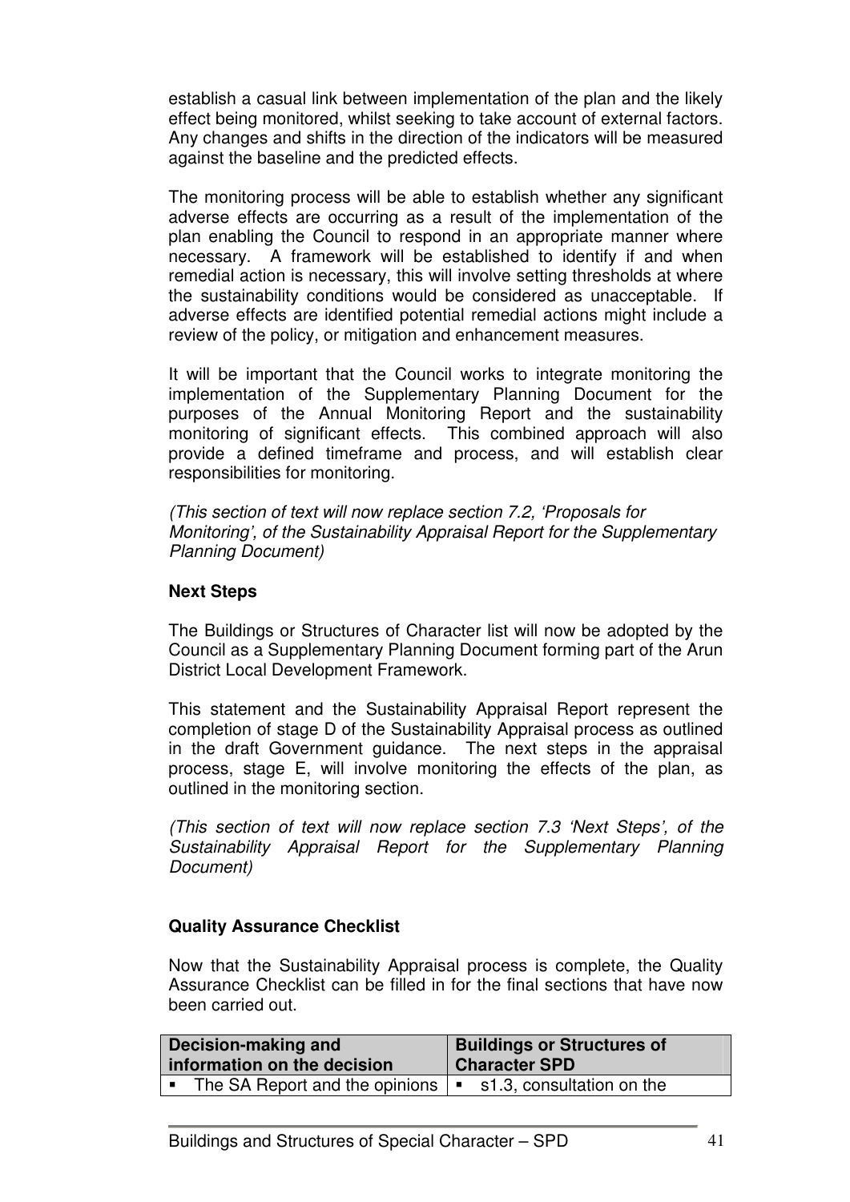establish a casual link between implementation of the plan and the likely effect being monitored, whilst seeking to take account of external factors. Any changes and shifts in the direction of the indicators will be measured against the baseline and the predicted effects.

The monitoring process will be able to establish whether any significant adverse effects are occurring as a result of the implementation of the plan enabling the Council to respond in an appropriate manner where necessary. A framework will be established to identify if and when remedial action is necessary, this will involve setting thresholds at where the sustainability conditions would be considered as unacceptable. If adverse effects are identified potential remedial actions might include a review of the policy, or mitigation and enhancement measures.

It will be important that the Council works to integrate monitoring the implementation of the Supplementary Planning Document for the purposes of the Annual Monitoring Report and the sustainability monitoring of significant effects. This combined approach will also provide a defined timeframe and process, and will establish clear responsibilities for monitoring.

*(This section of text will now replace section 7.2, 'Proposals for Monitoring', of the Sustainability Appraisal Report for the Supplementary Planning Document)*

**Next Steps**

The Buildings or Structures of Character list will now be adopted by the Council as a Supplementary Planning Document forming part of the Arun District Local Development Framework.

This statement and the Sustainability Appraisal Report represent the completion of stage D of the Sustainability Appraisal process as outlined in the draft Government guidance. The next steps in the appraisal process, stage E, will involve monitoring the effects of the plan, as outlined in the monitoring section.

*(This section of text will now replace section 7.3 'Next Steps', of the Sustainability Appraisal Report for the Supplementary Planning Document)*

**Quality Assurance Checklist**

Now that the Sustainability Appraisal process is complete, the Quality Assurance Checklist can be filled in for the final sections that have now been carried out.

| Decision-making and information on the decision | Buildings or Structures of Character SPD |
|---|---|
| ▪ The SA Report and the opinions | ▪ s1.3, consultation on the |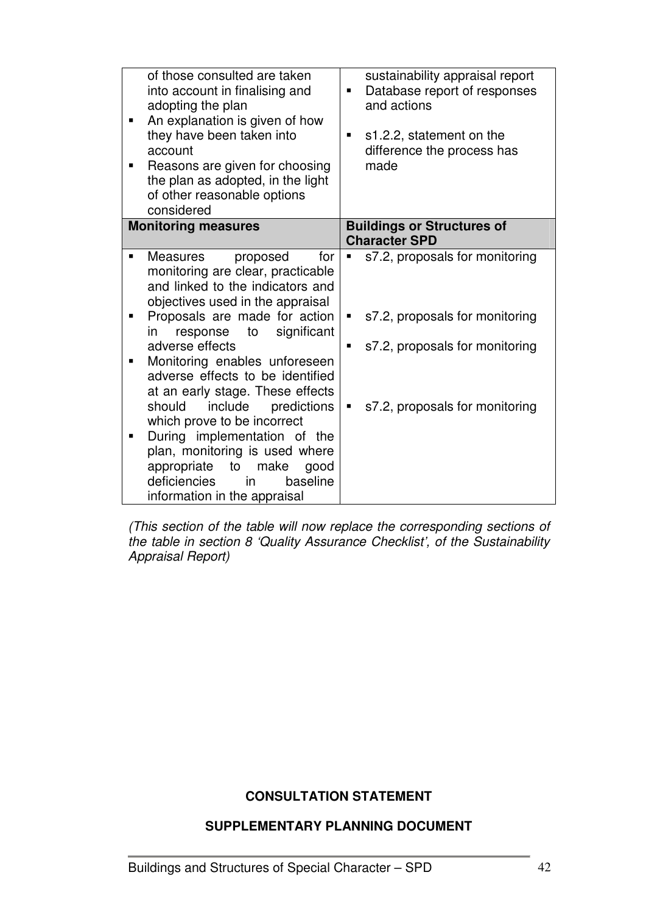| | |
|---|---|
| of those consulted are taken into account in finalising and adopting the plan<br>▪ An explanation is given of how they have been taken into account<br>▪ Reasons are given for choosing the plan as adopted, in the light of other reasonable options considered | sustainability appraisal report<br>▪ Database report of responses and actions<br>▪ s1.2.2, statement on the difference the process has made |
| **Monitoring measures** | **Buildings or Structures of Character SPD** |
| ▪ Measures proposed for monitoring are clear, practicable and linked to the indicators and objectives used in the appraisal | ▪ s7.2, proposals for monitoring |
| ▪ Proposals are made for action in response to significant adverse effects | ▪ s7.2, proposals for monitoring |
| ▪ Monitoring enables unforeseen adverse effects to be identified at an early stage. These effects should include predictions which prove to be incorrect | ▪ s7.2, proposals for monitoring |
| ▪ During implementation of the plan, monitoring is used where appropriate to make good deficiencies in baseline information in the appraisal | ▪ s7.2, proposals for monitoring |

*(This section of the table will now replace the corresponding sections of the table in section 8 'Quality Assurance Checklist', of the Sustainability Appraisal Report)*

**CONSULTATION STATEMENT**

**SUPPLEMENTARY PLANNING DOCUMENT**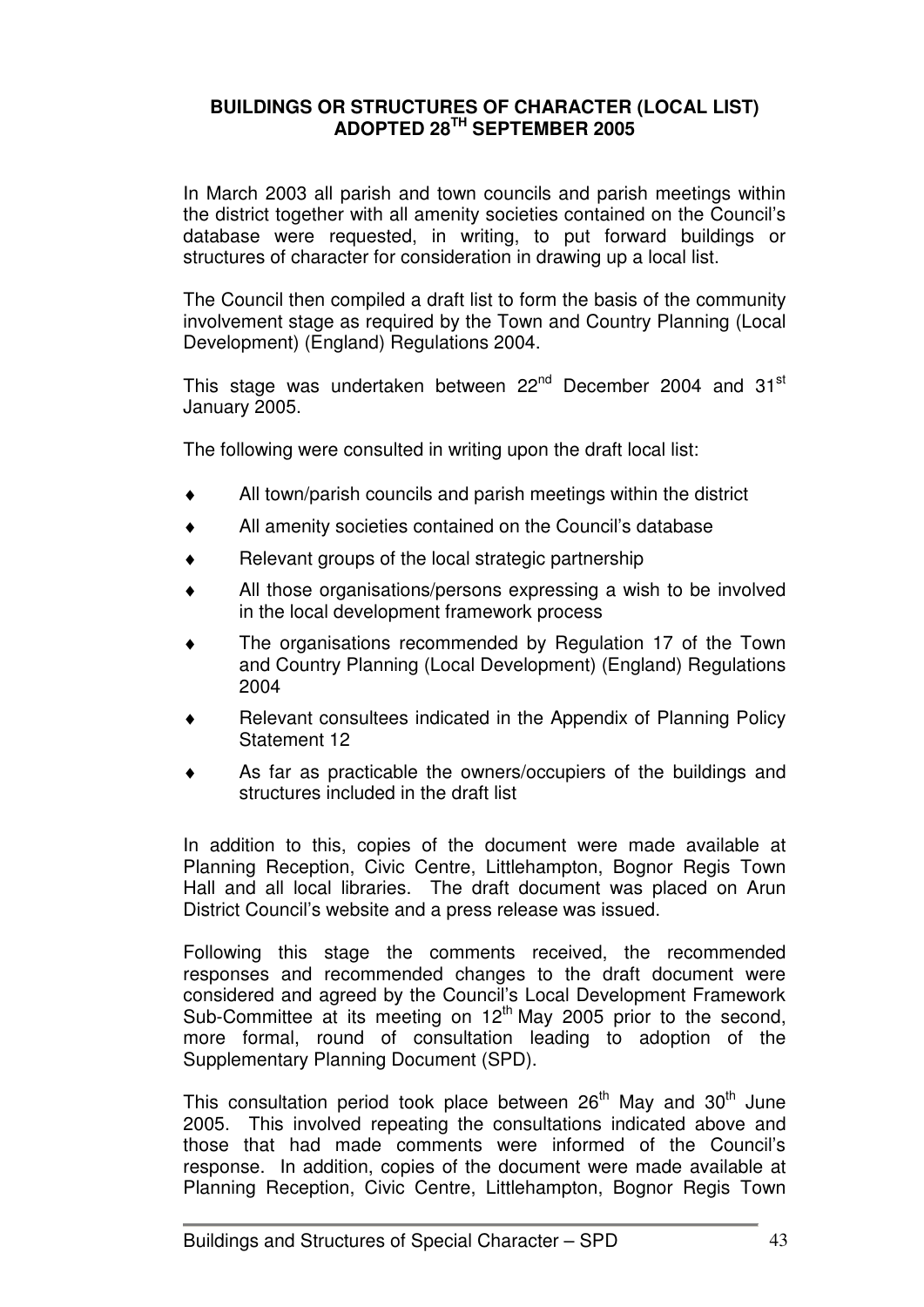**BUILDINGS OR STRUCTURES OF CHARACTER (LOCAL LIST) ADOPTED 28TH SEPTEMBER 2005**

In March 2003 all parish and town councils and parish meetings within the district together with all amenity societies contained on the Council's database were requested, in writing, to put forward buildings or structures of character for consideration in drawing up a local list.

The Council then compiled a draft list to form the basis of the community involvement stage as required by the Town and Country Planning (Local Development) (England) Regulations 2004.

This stage was undertaken between 22nd December 2004 and 31st January 2005.

The following were consulted in writing upon the draft local list:

- All town/parish councils and parish meetings within the district
- All amenity societies contained on the Council's database
- Relevant groups of the local strategic partnership
- All those organisations/persons expressing a wish to be involved in the local development framework process
- The organisations recommended by Regulation 17 of the Town and Country Planning (Local Development) (England) Regulations 2004
- Relevant consultees indicated in the Appendix of Planning Policy Statement 12
- As far as practicable the owners/occupiers of the buildings and structures included in the draft list

In addition to this, copies of the document were made available at Planning Reception, Civic Centre, Littlehampton, Bognor Regis Town Hall and all local libraries. The draft document was placed on Arun District Council's website and a press release was issued.

Following this stage the comments received, the recommended responses and recommended changes to the draft document were considered and agreed by the Council's Local Development Framework Sub-Committee at its meeting on 12th May 2005 prior to the second, more formal, round of consultation leading to adoption of the Supplementary Planning Document (SPD).

This consultation period took place between 26th May and 30th June 2005. This involved repeating the consultations indicated above and those that had made comments were informed of the Council's response. In addition, copies of the document were made available at Planning Reception, Civic Centre, Littlehampton, Bognor Regis Town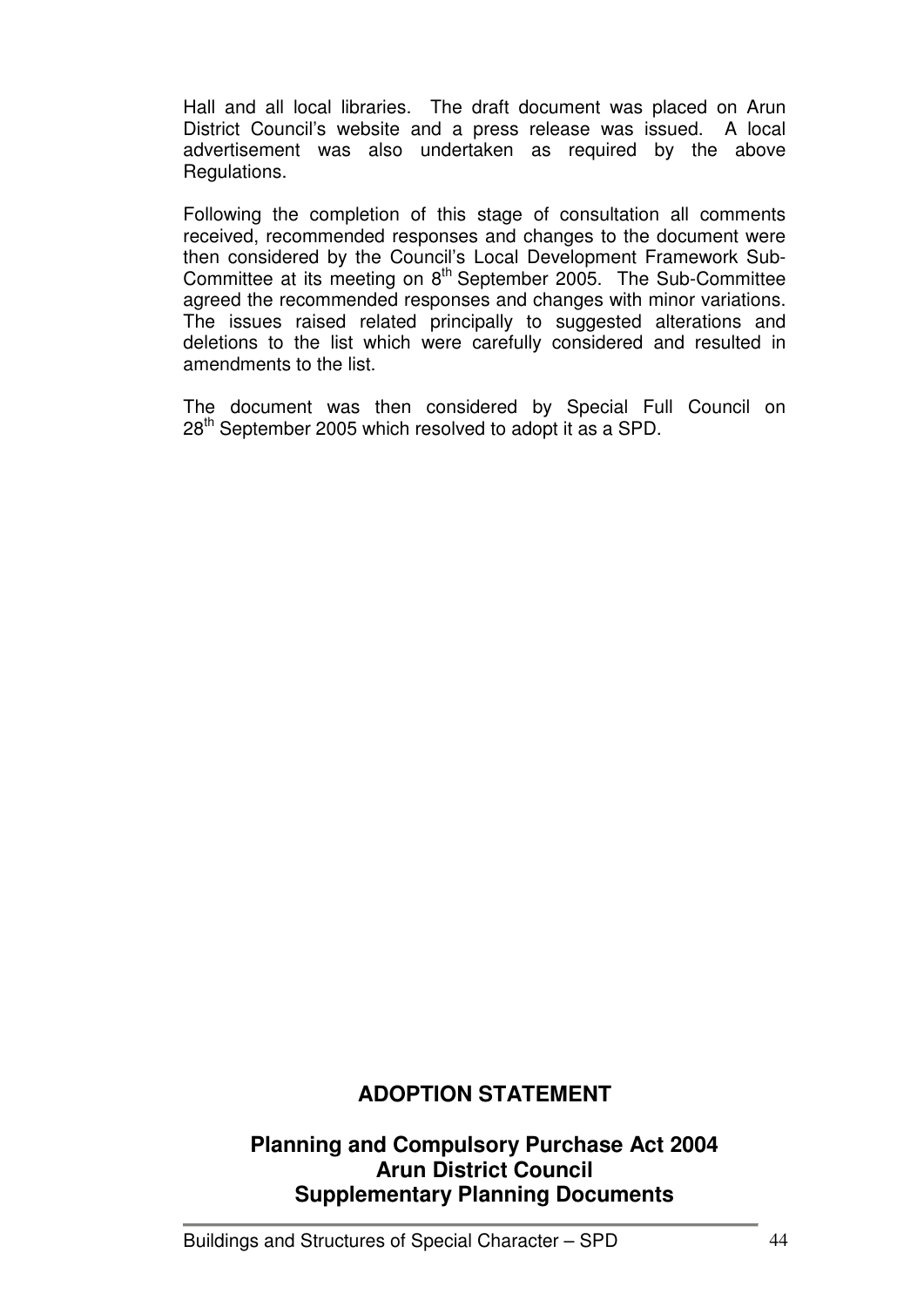Hall and all local libraries. The draft document was placed on Arun District Council's website and a press release was issued. A local advertisement was also undertaken as required by the above Regulations.

Following the completion of this stage of consultation all comments received, recommended responses and changes to the document were then considered by the Council's Local Development Framework Sub-Committee at its meeting on 8th September 2005. The Sub-Committee agreed the recommended responses and changes with minor variations. The issues raised related principally to suggested alterations and deletions to the list which were carefully considered and resulted in amendments to the list.

The document was then considered by Special Full Council on 28th September 2005 which resolved to adopt it as a SPD.

## ADOPTION STATEMENT

## Planning and Compulsory Purchase Act 2004
## Arun District Council
## Supplementary Planning Documents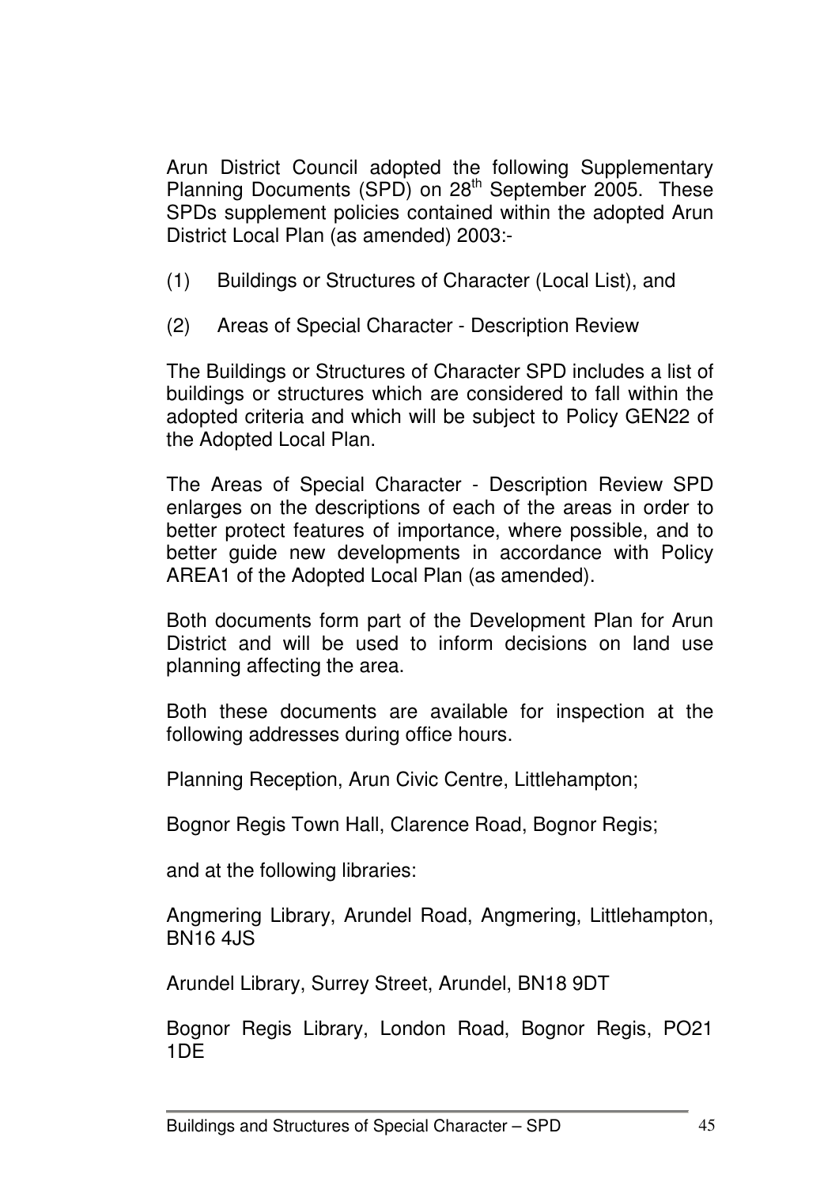Arun District Council adopted the following Supplementary Planning Documents (SPD) on 28th September 2005. These SPDs supplement policies contained within the adopted Arun District Local Plan (as amended) 2003:-

(1) Buildings or Structures of Character (Local List), and

(2) Areas of Special Character - Description Review

The Buildings or Structures of Character SPD includes a list of buildings or structures which are considered to fall within the adopted criteria and which will be subject to Policy GEN22 of the Adopted Local Plan.

The Areas of Special Character - Description Review SPD enlarges on the descriptions of each of the areas in order to better protect features of importance, where possible, and to better guide new developments in accordance with Policy AREA1 of the Adopted Local Plan (as amended).

Both documents form part of the Development Plan for Arun District and will be used to inform decisions on land use planning affecting the area.

Both these documents are available for inspection at the following addresses during office hours.

Planning Reception, Arun Civic Centre, Littlehampton;

Bognor Regis Town Hall, Clarence Road, Bognor Regis;

and at the following libraries:

Angmering Library, Arundel Road, Angmering, Littlehampton, BN16 4JS

Arundel Library, Surrey Street, Arundel, BN18 9DT

Bognor Regis Library, London Road, Bognor Regis, PO21 1DE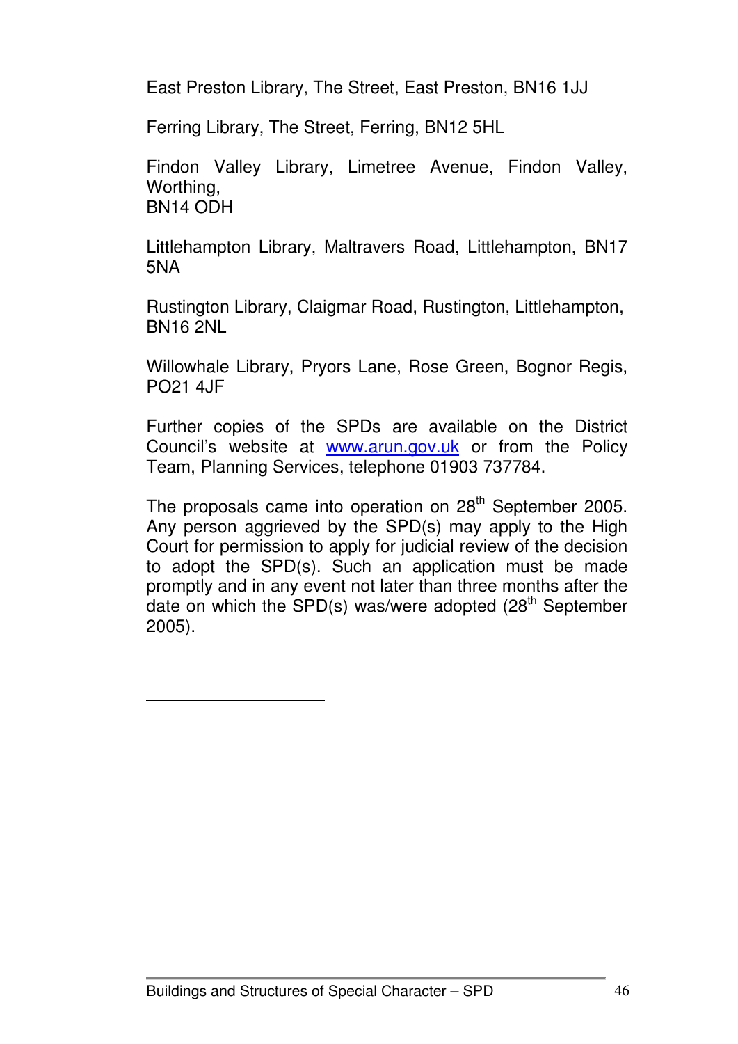East Preston Library, The Street, East Preston, BN16 1JJ

Ferring Library, The Street, Ferring, BN12 5HL

Findon Valley Library, Limetree Avenue, Findon Valley, Worthing,
BN14 ODH

Littlehampton Library, Maltravers Road, Littlehampton, BN17 5NA

Rustington Library, Claigmar Road, Rustington, Littlehampton, BN16 2NL

Willowhale Library, Pryors Lane, Rose Green, Bognor Regis, PO21 4JF

Further copies of the SPDs are available on the District Council's website at www.arun.gov.uk or from the Policy Team, Planning Services, telephone 01903 737784.

The proposals came into operation on 28th September 2005. Any person aggrieved by the SPD(s) may apply to the High Court for permission to apply for judicial review of the decision to adopt the SPD(s). Such an application must be made promptly and in any event not later than three months after the date on which the SPD(s) was/were adopted (28th September 2005).